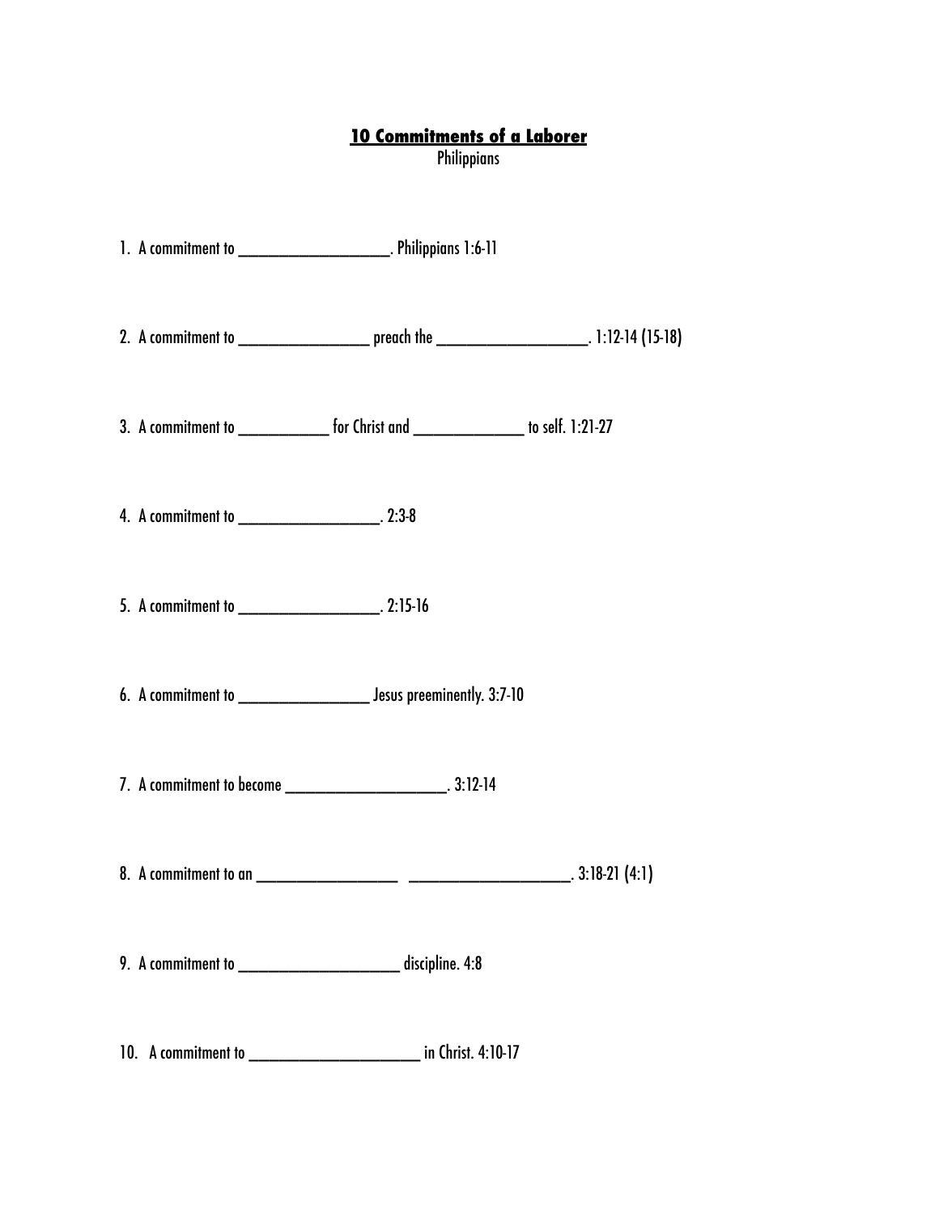# **10 Commitments of a Laborer**

Philippians

1. A commitment to ___________________. Philippians 1:6-11

2. A commitment to ________________ preach the ___________________. 1:12-14 (15-18)

3. A commitment to ___________ for Christ and ______________ to self. 1:21-27

4. A commitment to __________________. 2:3-8

5. A commitment to __________________. 2:15-16

6. A commitment to ________________ Jesus preeminently. 3:7-10

7. A commitment to become ____________________. 3:12-14

8. A commitment to an __________________ ____________________. 3:18-21 (4:1)

9. A commitment to ____________________ discipline. 4:8

10. A commitment to ______________________ in Christ. 4:10-17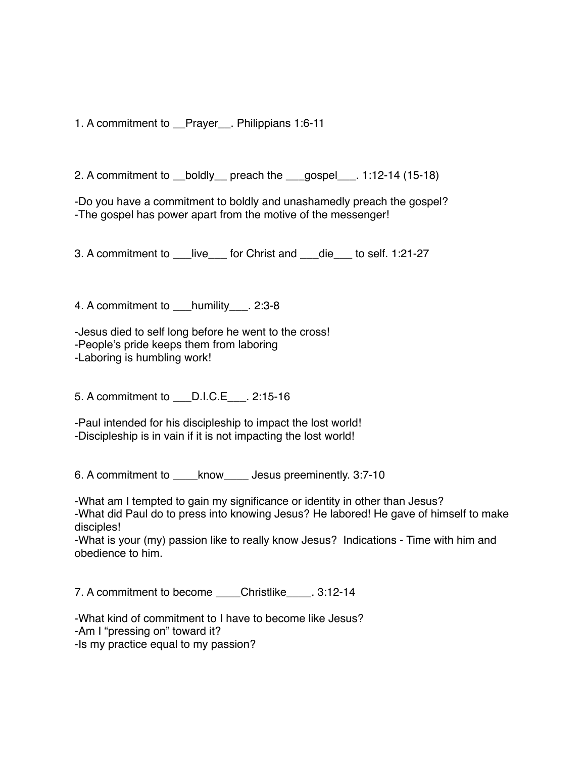1. A commitment to __Prayer__. Philippians 1:6-11

2. A commitment to __boldly__ preach the ___gospel___. 1:12-14 (15-18)

-Do you have a commitment to boldly and unashamedly preach the gospel?
-The gospel has power apart from the motive of the messenger!

3. A commitment to ___live___ for Christ and ___die___ to self. 1:21-27

4. A commitment to ___humility___. 2:3-8

-Jesus died to self long before he went to the cross!
-People's pride keeps them from laboring
-Laboring is humbling work!

5. A commitment to ___D.I.C.E___. 2:15-16

-Paul intended for his discipleship to impact the lost world!
-Discipleship is in vain if it is not impacting the lost world!

6. A commitment to ____know____ Jesus preeminently. 3:7-10

-What am I tempted to gain my significance or identity in other than Jesus?
-What did Paul do to press into knowing Jesus? He labored! He gave of himself to make disciples!
-What is your (my) passion like to really know Jesus? Indications - Time with him and obedience to him.

7. A commitment to become ____Christlike____. 3:12-14

-What kind of commitment to I have to become like Jesus?
-Am I "pressing on" toward it?
-Is my practice equal to my passion?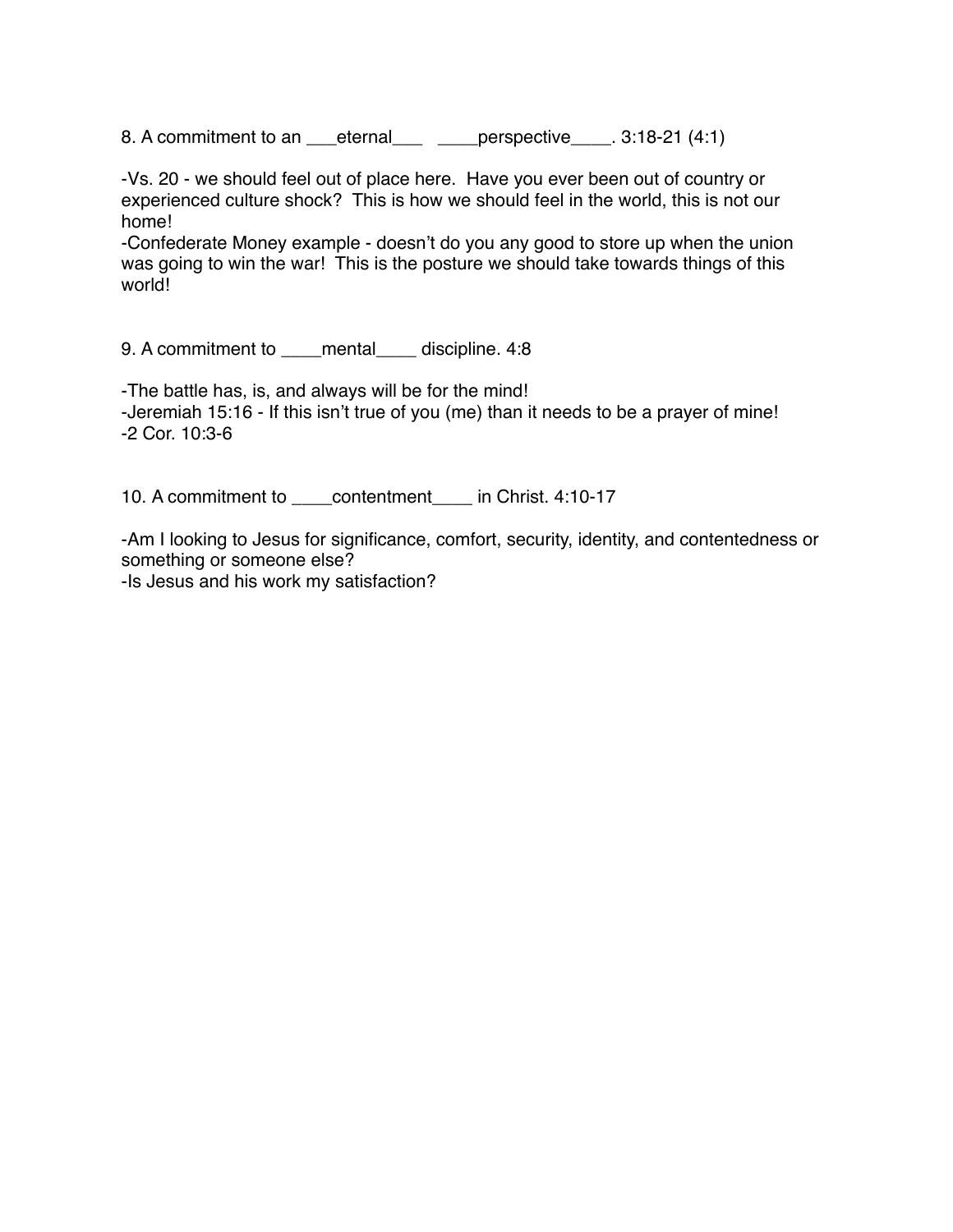8. A commitment to an ___eternal___ ____perspective____. 3:18-21 (4:1)

-Vs. 20 - we should feel out of place here. Have you ever been out of country or experienced culture shock? This is how we should feel in the world, this is not our home!
-Confederate Money example - doesn't do you any good to store up when the union was going to win the war! This is the posture we should take towards things of this world!

9. A commitment to ____mental____ discipline. 4:8

-The battle has, is, and always will be for the mind!
-Jeremiah 15:16 - If this isn't true of you (me) than it needs to be a prayer of mine!
-2 Cor. 10:3-6

10. A commitment to ____contentment____ in Christ. 4:10-17

-Am I looking to Jesus for significance, comfort, security, identity, and contentedness or something or someone else?
-Is Jesus and his work my satisfaction?